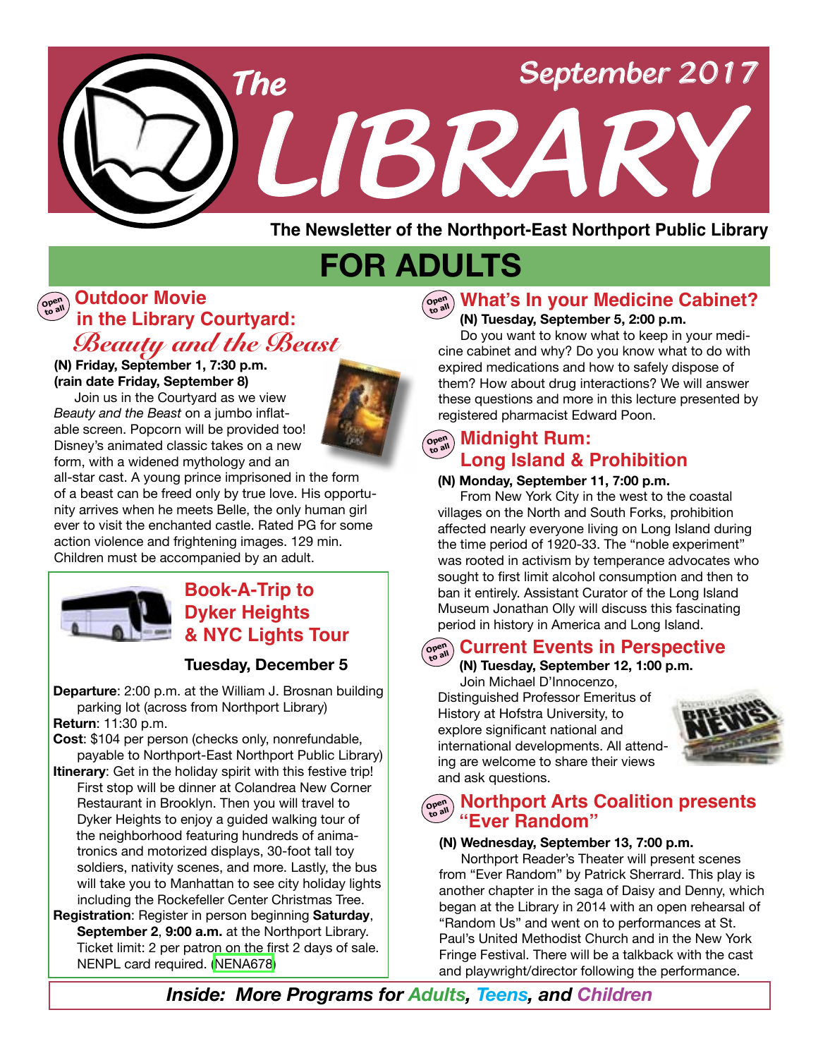# The LIBRARY

September 2017

**The Newsletter of the Northport-East Northport Public Library**

## FOR ADULTS

### Outdoor Movie in the Library Courtyard: *Beauty and the Beast*

Open to all

**(N) Friday, September 1, 7:30 p.m.**
**(rain date Friday, September 8)**

Join us in the Courtyard as we view *Beauty and the Beast* on a jumbo inflatable screen. Popcorn will be provided too! Disney's animated classic takes on a new form, with a widened mythology and an all-star cast. A young prince imprisoned in the form of a beast can be freed only by true love. His opportunity arrives when he meets Belle, the only human girl ever to visit the enchanted castle. Rated PG for some action violence and frightening images. 129 min. Children must be accompanied by an adult.

### Book-A-Trip to Dyker Heights & NYC Lights Tour

**Tuesday, December 5**

**Departure**: 2:00 p.m. at the William J. Brosnan building parking lot (across from Northport Library)

**Return**: 11:30 p.m.

**Cost**: $104 per person (checks only, nonrefundable, payable to Northport-East Northport Public Library)

**Itinerary**: Get in the holiday spirit with this festive trip! First stop will be dinner at Colandrea New Corner Restaurant in Brooklyn. Then you will travel to Dyker Heights to enjoy a guided walking tour of the neighborhood featuring hundreds of animatronics and motorized displays, 30-foot tall toy soldiers, nativity scenes, and more. Lastly, the bus will take you to Manhattan to see city holiday lights including the Rockefeller Center Christmas Tree.

**Registration**: Register in person beginning **Saturday**, **September 2**, **9:00 a.m.** at the Northport Library. Ticket limit: 2 per patron on the first 2 days of sale. NENPL card required. (NENA678)

### What's In your Medicine Cabinet?

Open to all

**(N) Tuesday, September 5, 2:00 p.m.**

Do you want to know what to keep in your medicine cabinet and why? Do you know what to do with expired medications and how to safely dispose of them? How about drug interactions? We will answer these questions and more in this lecture presented by registered pharmacist Edward Poon.

### Midnight Rum: Long Island & Prohibition

Open to all

**(N) Monday, September 11, 7:00 p.m.**

From New York City in the west to the coastal villages on the North and South Forks, prohibition affected nearly everyone living on Long Island during the time period of 1920-33. The "noble experiment" was rooted in activism by temperance advocates who sought to first limit alcohol consumption and then to ban it entirely. Assistant Curator of the Long Island Museum Jonathan Olly will discuss this fascinating period in history in America and Long Island.

### Current Events in Perspective

Open to all

**(N) Tuesday, September 12, 1:00 p.m.**

Join Michael D'Innocenzo, Distinguished Professor Emeritus of History at Hofstra University, to explore significant national and international developments. All attending are welcome to share their views and ask questions.

### Northport Arts Coalition presents "Ever Random"

Open to all

**(N) Wednesday, September 13, 7:00 p.m.**

Northport Reader's Theater will present scenes from "Ever Random" by Patrick Sherrard. This play is another chapter in the saga of Daisy and Denny, which began at the Library in 2014 with an open rehearsal of "Random Us" and went on to performances at St. Paul's United Methodist Church and in the New York Fringe Festival. There will be a talkback with the cast and playwright/director following the performance.

***Inside: More Programs for Adults, Teens, and Children***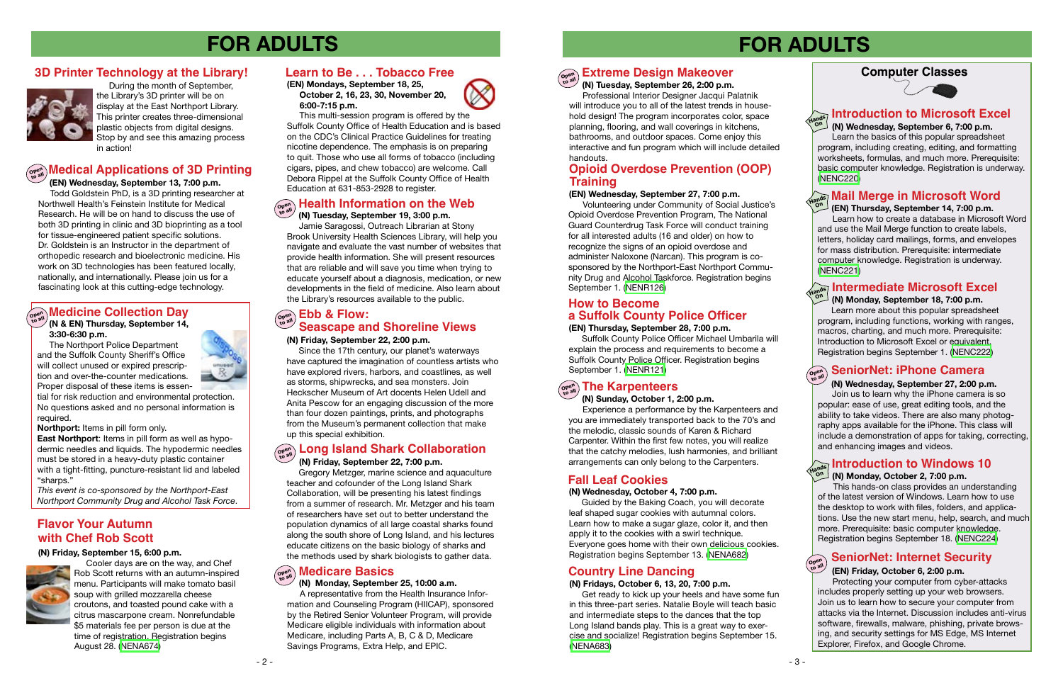# FOR ADULTS

## 3D Printer Technology at the Library!

During the month of September, the Library's 3D printer will be on display at the East Northport Library. This printer creates three-dimensional plastic objects from digital designs. Stop by and see this amazing process in action!

## Medical Applications of 3D Printing

**(EN) Wednesday, September 13, 7:00 p.m.**

Todd Goldstein PhD, is a 3D printing researcher at Northwell Health's Feinstein Institute for Medical Research. He will be on hand to discuss the use of both 3D printing in clinic and 3D bioprinting as a tool for tissue-engineered patient specific solutions. Dr. Goldstein is an Instructor in the department of orthopedic research and bioelectronic medicine. His work on 3D technologies has been featured locally, nationally, and internationally. Please join us for a fascinating look at this cutting-edge technology.

## Medicine Collection Day

**(N & EN) Thursday, September 14, 3:30-6:30 p.m.**

The Northport Police Department and the Suffolk County Sheriff's Office will collect unused or expired prescription and over-the-counter medications. Proper disposal of these items is essential for risk reduction and environmental protection. No questions asked and no personal information is required.

**Northport:** Items in pill form only.

**East Northport**: Items in pill form as well as hypodermic needles and liquids. The hypodermic needles must be stored in a heavy-duty plastic container with a tight-fitting, puncture-resistant lid and labeled "sharps."

*This event is co-sponsored by the Northport-East Northport Community Drug and Alcohol Task Force.*

## Flavor Your Autumn with Chef Rob Scott

**(N) Friday, September 15, 6:00 p.m.**

Cooler days are on the way, and Chef Rob Scott returns with an autumn-inspired menu. Participants will make tomato basil soup with grilled mozzarella cheese croutons, and toasted pound cake with a citrus mascarpone cream. Nonrefundable $5 materials fee per person is due at the time of registration. Registration begins August 28. (NENA674)

## Learn to Be . . . Tobacco Free

**(EN) Mondays, September 18, 25, October 2, 16, 23, 30, November 20, 6:00-7:15 p.m.**

This multi-session program is offered by the Suffolk County Office of Health Education and is based on the CDC's Clinical Practice Guidelines for treating nicotine dependence. The emphasis is on preparing to quit. Those who use all forms of tobacco (including cigars, pipes, and chew tobacco) are welcome. Call Debora Rippel at the Suffolk County Office of Health Education at 631-853-2928 to register.

## Health Information on the Web

**(N) Tuesday, September 19, 3:00 p.m.**

Jamie Saragossi, Outreach Librarian at Stony Brook University Health Sciences Library, will help you navigate and evaluate the vast number of websites that provide health information. She will present resources that are reliable and will save you time when trying to educate yourself about a diagnosis, medication, or new developments in the field of medicine. Also learn about the Library's resources available to the public.

## Ebb & Flow: Seascape and Shoreline Views

**(N) Friday, September 22, 2:00 p.m.**

Since the 17th century, our planet's waterways have captured the imagination of countless artists who have explored rivers, harbors, and coastlines, as well as storms, shipwrecks, and sea monsters. Join Heckscher Museum of Art docents Helen Udell and Anita Pescow for an engaging discussion of the more than four dozen paintings, prints, and photographs from the Museum's permanent collection that make up this special exhibition.

## Long Island Shark Collaboration

**(N) Friday, September 22, 7:00 p.m.**

Gregory Metzger, marine science and aquaculture teacher and cofounder of the Long Island Shark Collaboration, will be presenting his latest findings from a summer of research. Mr. Metzger and his team of researchers have set out to better understand the population dynamics of all large coastal sharks found along the south shore of Long Island, and his lectures educate citizens on the basic biology of sharks and the methods used by shark biologists to gather data.

## Medicare Basics

**(N) Monday, September 25, 10:00 a.m.**

A representative from the Health Insurance Information and Counseling Program (HIICAP), sponsored by the Retired Senior Volunteer Program, will provide Medicare eligible individuals with information about Medicare, including Parts A, B, C & D, Medicare Savings Programs, Extra Help, and EPIC.

# FOR ADULTS

## Extreme Design Makeover

**(N) Tuesday, September 26, 2:00 p.m.**

Professional Interior Designer Jacqui Palatnik will introduce you to all of the latest trends in household design! The program incorporates color, space planning, flooring, and wall coverings in kitchens, bathrooms, and outdoor spaces. Come enjoy this interactive and fun program which will include detailed handouts.

## Opioid Overdose Prevention (OOP) Training

**(EN) Wednesday, September 27, 7:00 p.m.**

Volunteering under Community of Social Justice's Opioid Overdose Prevention Program, The National Guard Counterdrug Task Force will conduct training for all interested adults (16 and older) on how to recognize the signs of an opioid overdose and administer Naloxone (Narcan). This program is co-sponsored by the Northport-East Northport Community Drug and Alcohol Taskforce. Registration begins September 1. (NENR126)

## How to Become a Suffolk County Police Officer

**(EN) Thursday, September 28, 7:00 p.m.**

Suffolk County Police Officer Michael Umbarila will explain the process and requirements to become a Suffolk County Police Officer. Registration begins September 1. (NENR121)

## The Karpenteers

**(N) Sunday, October 1, 2:00 p.m.**

Experience a performance by the Karpenteers and you are immediately transported back to the 70's and the melodic, classic sounds of Karen & Richard Carpenter. Within the first few notes, you will realize that the catchy melodies, lush harmonies, and brilliant arrangements can only belong to the Carpenters.

## Fall Leaf Cookies

**(N) Wednesday, October 4, 7:00 p.m.**

Guided by the Baking Coach, you will decorate leaf shaped sugar cookies with autumnal colors. Learn how to make a sugar glaze, color it, and then apply it to the cookies with a swirl technique. Everyone goes home with their own delicious cookies. Registration begins September 13. (NENA682)

## Country Line Dancing

**(N) Fridays, October 6, 13, 20, 7:00 p.m.**

Get ready to kick up your heels and have some fun in this three-part series. Natalie Boyle will teach basic and intermediate steps to the dances that the top Long Island bands play. This is a great way to exercise and socialize! Registration begins September 15. (NENA683)

## Computer Classes

### Introduction to Microsoft Excel

**(N) Wednesday, September 6, 7:00 p.m.**

Learn the basics of this popular spreadsheet program, including creating, editing, and formatting worksheets, formulas, and much more. Prerequisite: basic computer knowledge. Registration is underway. (NENC220)

### Mail Merge in Microsoft Word

**(EN) Thursday, September 14, 7:00 p.m.**

Learn how to create a database in Microsoft Word and use the Mail Merge function to create labels, letters, holiday card mailings, forms, and envelopes for mass distribution. Prerequisite: intermediate computer knowledge. Registration is underway. (NENC221)

### Intermediate Microsoft Excel

**(N) Monday, September 18, 7:00 p.m.**

Learn more about this popular spreadsheet program, including functions, working with ranges, macros, charting, and much more. Prerequisite: Introduction to Microsoft Excel or equivalent. Registration begins September 1. (NENC222)

### SeniorNet: iPhone Camera

**(N) Wednesday, September 27, 2:00 p.m.**

Join us to learn why the iPhone camera is so popular: ease of use, great editing tools, and the ability to take videos. There are also many photography apps available for the iPhone. This class will include a demonstration of apps for taking, correcting, and enhancing images and videos.

### Introduction to Windows 10

**(N) Monday, October 2, 7:00 p.m.**

This hands-on class provides an understanding of the latest version of Windows. Learn how to use the desktop to work with files, folders, and applications. Use the new start menu, help, search, and much more. Prerequisite: basic computer knowledge. Registration begins September 18. (NENC224)

### SeniorNet: Internet Security

**(EN) Friday, October 6, 2:00 p.m.**

Protecting your computer from cyber-attacks includes properly setting up your web browsers. Join us to learn how to secure your computer from attacks via the Internet. Discussion includes anti-virus software, firewalls, malware, phishing, private browsing, and security settings for MS Edge, MS Internet Explorer, Firefox, and Google Chrome.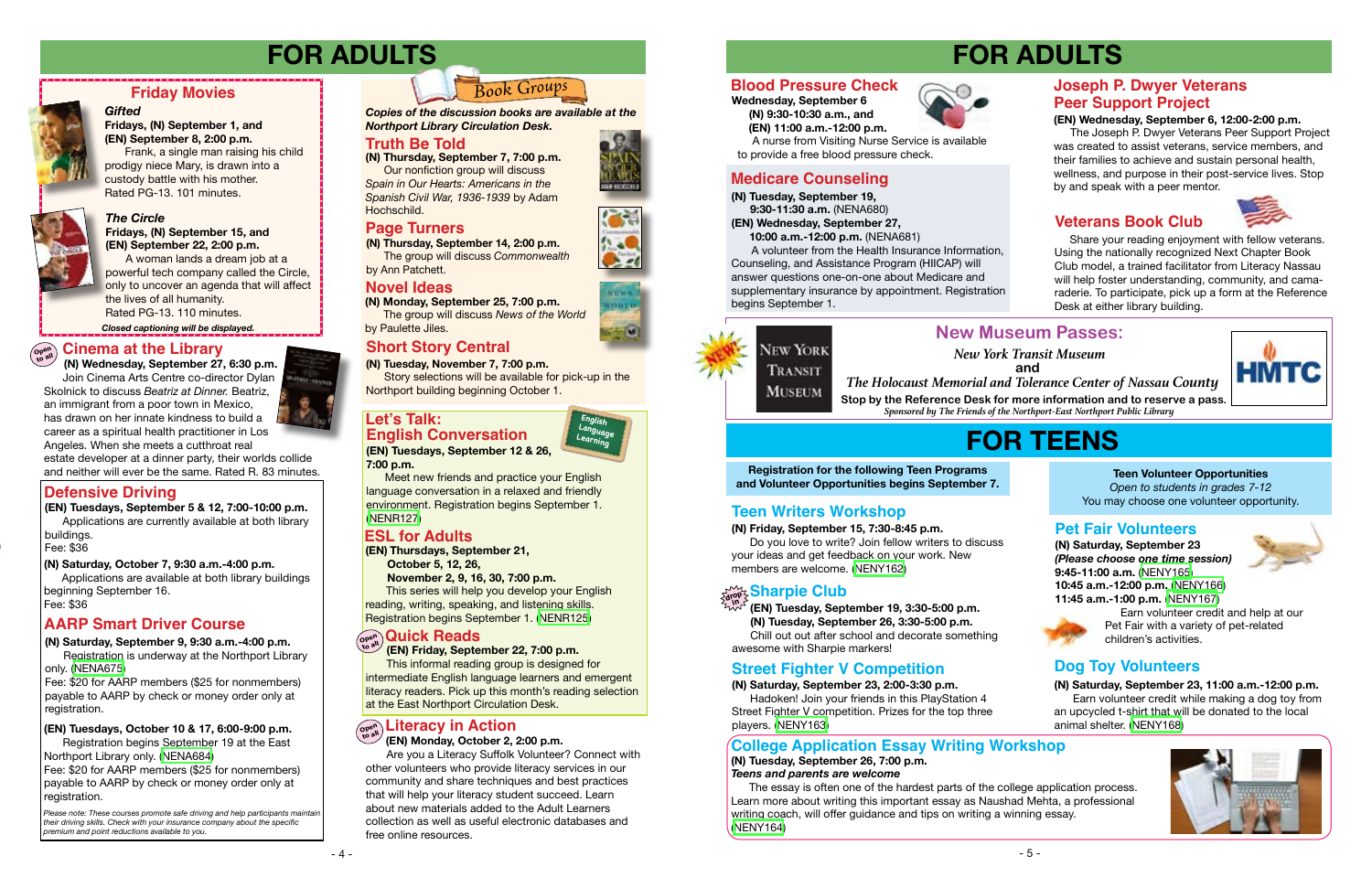# FOR ADULTS

## Friday Movies

**Gifted**
**Fridays, (N) September 1, and (EN) September 8, 2:00 p.m.**
Frank, a single man raising his child prodigy niece Mary, is drawn into a custody battle with his mother. Rated PG-13. 101 minutes.

**The Circle**
**Fridays, (N) September 15, and (EN) September 22, 2:00 p.m.**
A woman lands a dream job at a powerful tech company called the Circle, only to uncover an agenda that will affect the lives of all humanity. Rated PG-13. 110 minutes.

*Closed captioning will be displayed.*

## Cinema at the Library

Open to all

**(N) Wednesday, September 27, 6:30 p.m.**
Join Cinema Arts Centre co-director Dylan Skolnick to discuss *Beatriz at Dinner.* Beatriz, an immigrant from a poor town in Mexico, has drawn on her innate kindness to build a career as a spiritual health practitioner in Los Angeles. When she meets a cutthroat real estate developer at a dinner party, their worlds collide and neither will ever be the same. Rated R. 83 minutes.

## Defensive Driving

**(EN) Tuesdays, September 5 & 12, 7:00-10:00 p.m.**
Applications are currently available at both library buildings.
Fee: $36

**(N) Saturday, October 7, 9:30 a.m.-4:00 p.m.**
Applications are available at both library buildings beginning September 16.
Fee: $36

## AARP Smart Driver Course

**(N) Saturday, September 9, 9:30 a.m.-4:00 p.m.**
Registration is underway at the Northport Library only. (NENA675)
Fee: $20 for AARP members ($25 for nonmembers) payable to AARP by check or money order only at registration.

**(EN) Tuesdays, October 10 & 17, 6:00-9:00 p.m.**
Registration begins September 19 at the East Northport Library only. (NENA684)
Fee: $20 for AARP members ($25 for nonmembers) payable to AARP by check or money order only at registration.

*Please note: These courses promote safe driving and help participants maintain their driving skills. Check with your insurance company about the specific premium and point reductions available to you.*

## Book Groups

***Copies of the discussion books are available at the Northport Library Circulation Desk.***

### Truth Be Told

**(N) Thursday, September 7, 7:00 p.m.**
Our nonfiction group will discuss *Spain in Our Hearts: Americans in the Spanish Civil War, 1936-1939* by Adam Hochschild.

### Page Turners

**(N) Thursday, September 14, 2:00 p.m.**
The group will discuss *Commonwealth* by Ann Patchett.

### Novel Ideas

**(N) Monday, September 25, 7:00 p.m.**
The group will discuss *News of the World* by Paulette Jiles.

### Short Story Central

**(N) Tuesday, November 7, 7:00 p.m.**
Story selections will be available for pick-up in the Northport building beginning October 1.

## Let's Talk: English Conversation

English Language Learning

**(EN) Tuesdays, September 12 & 26, 7:00 p.m.**
Meet new friends and practice your English language conversation in a relaxed and friendly environment. Registration begins September 1. (NENR127)

## ESL for Adults

**(EN) Thursdays, September 21, October 5, 12, 26, November 2, 9, 16, 30, 7:00 p.m.**
This series will help you develop your English reading, writing, speaking, and listening skills. Registration begins September 1. (NENR125)

## Quick Reads

Open to all

**(EN) Friday, September 22, 7:00 p.m.**
This informal reading group is designed for intermediate English language learners and emergent literacy readers. Pick up this month's reading selection at the East Northport Circulation Desk.

## Literacy in Action

Open to all

**(EN) Monday, October 2, 2:00 p.m.**
Are you a Literacy Suffolk Volunteer? Connect with other volunteers who provide literacy services in our community and share techniques and best practices that will help your literacy student succeed. Learn about new materials added to the Adult Learners collection as well as useful electronic databases and free online resources.

# FOR ADULTS

## Blood Pressure Check

**Wednesday, September 6**
**(N) 9:30-10:30 a.m., and**
**(EN) 11:00 a.m.-12:00 p.m.**
A nurse from Visiting Nurse Service is available to provide a free blood pressure check.

## Medicare Counseling

**(N) Tuesday, September 19, 9:30-11:30 a.m.** (NENA680)
**(EN) Wednesday, September 27, 10:00 a.m.-12:00 p.m.** (NENA681)
A volunteer from the Health Insurance Information, Counseling, and Assistance Program (HIICAP) will answer questions one-on-one about Medicare and supplementary insurance by appointment. Registration begins September 1.

## Joseph P. Dwyer Veterans Peer Support Project

**(EN) Wednesday, September 6, 12:00-2:00 p.m.**
The Joseph P. Dwyer Veterans Peer Support Project was created to assist veterans, service members, and their families to achieve and sustain personal health, wellness, and purpose in their post-service lives. Stop by and speak with a peer mentor.

## Veterans Book Club

Share your reading enjoyment with fellow veterans. Using the nationally recognized Next Chapter Book Club model, a trained facilitator from Literacy Nassau will help foster understanding, community, and camaraderie. To participate, pick up a form at the Reference Desk at either library building.

## New Museum Passes:

NEW!

*New York Transit Museum*
**and**
*The Holocaust Memorial and Tolerance Center of Nassau County*
**Stop by the Reference Desk for more information and to reserve a pass.**
*Sponsored by The Friends of the Northport-East Northport Public Library*

# FOR TEENS

**Registration for the following Teen Programs and Volunteer Opportunities begins September 7.**

## Teen Writers Workshop

**(N) Friday, September 15, 7:30-8:45 p.m.**
Do you love to write? Join fellow writers to discuss your ideas and get feedback on your work. New members are welcome. (NENY162)

## Sharpie Club

Drop in

**(EN) Tuesday, September 19, 3:30-5:00 p.m.**
**(N) Tuesday, September 26, 3:30-5:00 p.m.**
Chill out out after school and decorate something awesome with Sharpie markers!

## Street Fighter V Competition

**(N) Saturday, September 23, 2:00-3:30 p.m.**
Hadoken! Join your friends in this PlayStation 4 Street Fighter V competition. Prizes for the top three players. (NENY163)

**Teen Volunteer Opportunities**
*Open to students in grades 7-12*
You may choose one volunteer opportunity.

## Pet Fair Volunteers

**(N) Saturday, September 23**
***(Please choose one time session)***
**9:45-11:00 a.m.** (NENY165)
**10:45 a.m.-12:00 p.m.** (NENY166)
**11:45 a.m.-1:00 p.m.** (NENY167)
Earn volunteer credit and help at our Pet Fair with a variety of pet-related children's activities.

## Dog Toy Volunteers

**(N) Saturday, September 23, 11:00 a.m.-12:00 p.m.**
Earn volunteer credit while making a dog toy from an upcycled t-shirt that will be donated to the local animal shelter. (NENY168)

## College Application Essay Writing Workshop

**(N) Tuesday, September 26, 7:00 p.m.**
***Teens and parents are welcome***
The essay is often one of the hardest parts of the college application process. Learn more about writing this important essay as Naushad Mehta, a professional writing coach, will offer guidance and tips on writing a winning essay. (NENY164)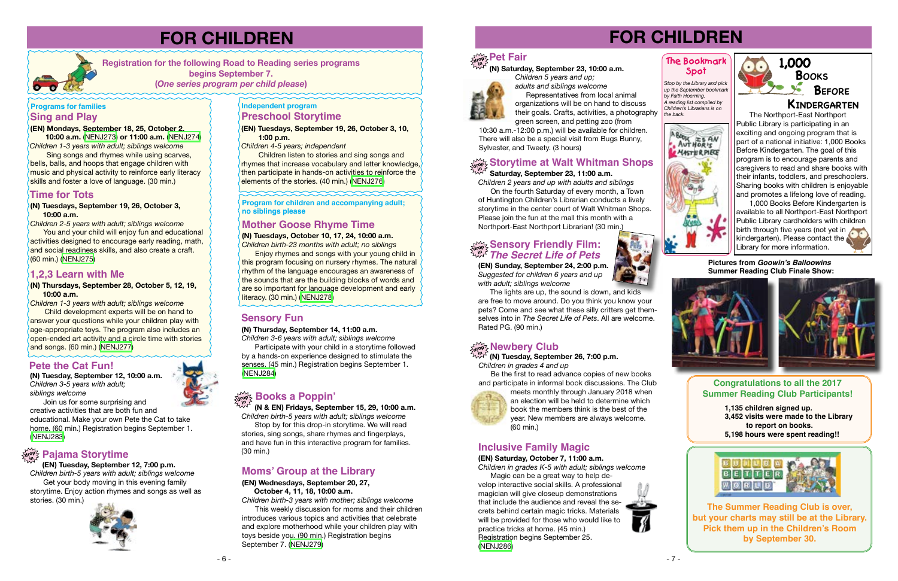# FOR CHILDREN

**Registration for the following Road to Reading series programs begins September 7. (*One series program per child please*)**

### Programs for families

## Sing and Play

**(EN) Mondays, September 18, 25, October 2, 10:00 a.m. (NENJ273) or 11:00 a.m. (NENJ274)**

*Children 1-3 years with adult; siblings welcome*

Sing songs and rhymes while using scarves, bells, balls, and hoops that engage children with music and physical activity to reinforce early literacy skills and foster a love of language. (30 min.)

## Time for Tots

**(N) Tuesdays, September 19, 26, October 3, 10:00 a.m.**

*Children 2-5 years with adult; siblings welcome*

You and your child will enjoy fun and educational activities designed to encourage early reading, math, and social readiness skills, and also create a craft. (60 min.) (NENJ275)

## 1,2,3 Learn with Me

**(N) Thursdays, September 28, October 5, 12, 19, 10:00 a.m.**

*Children 1-3 years with adult; siblings welcome*

Child development experts will be on hand to answer your questions while your children play with age-appropriate toys. The program also includes an open-ended art activity and a circle time with stories and songs. (60 min.) (NENJ277)

### Independent program

## Preschool Storytime

**(EN) Tuesdays, September 19, 26, October 3, 10, 1:00 p.m.**

*Children 4-5 years; independent*

Children listen to stories and sing songs and rhymes that increase vocabulary and letter knowledge, then participate in hands-on activities to reinforce the elements of the stories. (40 min.) (NENJ276)

### Program for children and accompanying adult; no siblings please

## Mother Goose Rhyme Time

**(N) Tuesdays, October 10, 17, 24, 10:00 a.m.**

*Children birth-23 months with adult; no siblings*

Enjoy rhymes and songs with your young child in this program focusing on nursery rhymes. The natural rhythm of the language encourages an awareness of the sounds that are the building blocks of words and are so important for language development and early literacy. (30 min.) (NENJ278)

## Pete the Cat Fun!

**(N) Tuesday, September 12, 10:00 a.m.**

*Children 3-5 years with adult; siblings welcome*

Join us for some surprising and creative activities that are both fun and educational. Make your own Pete the Cat to take home. (60 min.) Registration begins September 1. (NENJ283)

## Pajama Storytime (drop in)

**(EN) Tuesday, September 12, 7:00 p.m.**

*Children birth-5 years with adult; siblings welcome*

Get your body moving in this evening family storytime. Enjoy action rhymes and songs as well as stories. (30 min.)

## Sensory Fun

**(N) Thursday, September 14, 11:00 a.m.**

*Children 3-6 years with adult; siblings welcome*

Participate with your child in a storytime followed by a hands-on experience designed to stimulate the senses. (45 min.) Registration begins September 1. (NENJ284)

## Books a Poppin' (drop in)

**(N & EN) Fridays, September 15, 29, 10:00 a.m.**

*Children birth-5 years with adult; siblings welcome*

Stop by for this drop-in storytime. We will read stories, sing songs, share rhymes and fingerplays, and have fun in this interactive program for families. (30 min.)

## Moms' Group at the Library

**(EN) Wednesdays, September 20, 27, October 4, 11, 18, 10:00 a.m.**

*Children birth-3 years with mother; siblings welcome*

This weekly discussion for moms and their children introduces various topics and activities that celebrate and explore motherhood while your children play with toys beside you. (90 min.) Registration begins September 7. (NENJ279)

# FOR CHILDREN

## Pet Fair (drop in)

**(N) Saturday, September 23, 10:00 a.m.**

*Children 5 years and up; adults and siblings welcome*

Representatives from local animal organizations will be on hand to discuss their goals. Crafts, activities, a photography green screen, and petting zoo (from 10:30 a.m.-12:00 p.m.) will be available for children. There will also be a special visit from Bugs Bunny, Sylvester, and Tweety. (3 hours)

## Storytime at Walt Whitman Shops (drop in)

**Saturday, September 23, 11:00 a.m.**

*Children 2 years and up with adults and siblings*

On the fourth Saturday of every month, a Town of Huntington Children's Librarian conducts a lively storytime in the center court of Walt Whitman Shops. Please join the fun at the mall this month with a Northport-East Northport Librarian! (30 min.)

## Sensory Friendly Film: *The Secret Life of Pets* (drop in)

**(EN) Sunday, September 24, 2:00 p.m.**

*Suggested for children 6 years and up with adult; siblings welcome*

The lights are up, the sound is down, and kids are free to move around. Do you think you know your pets? Come and see what these silly critters get themselves into in *The Secret Life of Pets*. All are welcome. Rated PG. (90 min.)

## Newbery Club (drop in)

**(N) Tuesday, September 26, 7:00 p.m.**

*Children in grades 4 and up*

Be the first to read advance copies of new books and participate in informal book discussions. The Club meets monthly through January 2018 when an election will be held to determine which book the members think is the best of the year. New members are always welcome. (60 min.)

## Inclusive Family Magic

**(EN) Saturday, October 7, 11:00 a.m.**

*Children in grades K-5 with adult; siblings welcome*

Magic can be a great way to help develop interactive social skills. A professional magician will give closeup demonstrations that include the audience and reveal the secrets behind certain magic tricks. Materials will be provided for those who would like to practice tricks at home. (45 min.) Registration begins September 25. (NENJ286)

## The Bookmark Spot

*Stop by the Library and pick up the September bookmark by Faith Hoerning. A reading list compiled by Children's Librarians is on the back.*

## 1,000 Books Before Kindergarten

The Northport-East Northport Public Library is participating in an exciting and ongoing program that is part of a national initiative: 1,000 Books Before Kindergarten. The goal of this program is to encourage parents and caregivers to read and share books with their infants, toddlers, and preschoolers. Sharing books with children is enjoyable and promotes a lifelong love of reading.

1,000 Books Before Kindergarten is available to all Northport-East Northport Public Library cardholders with children birth through five years (not yet in kindergarten). Please contact the Library for more information.

**Pictures from *Goowin's Balloowins* Summer Reading Club Finale Show:**

## Congratulations to all the 2017 Summer Reading Club Participants!

**1,135 children signed up.**
**3,452 visits were made to the Library to report on books.**
**5,198 hours were spent reading!!**

**The Summer Reading Club is over, but your charts may still be at the Library. Pick them up in the Children's Room by September 30.**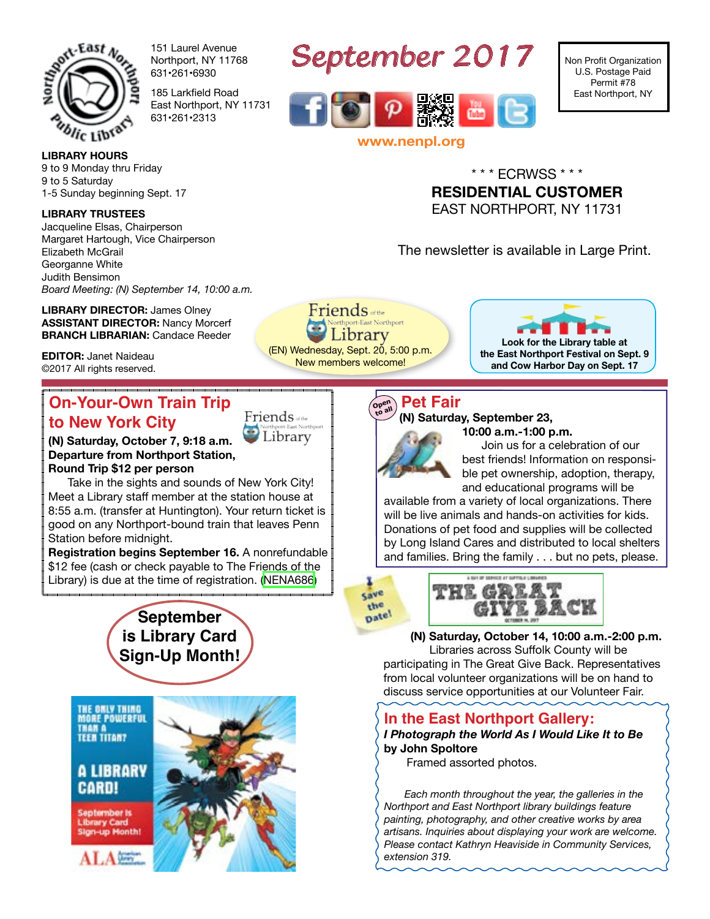151 Laurel Avenue
Northport, NY 11768
631•261•6930

185 Larkfield Road
East Northport, NY 11731
631•261•2313

# September 2017

www.nenpl.org

Non Profit Organization
U.S. Postage Paid
Permit #78
East Northport, NY

**LIBRARY HOURS**
9 to 9 Monday thru Friday
9 to 5 Saturday
1-5 Sunday beginning Sept. 17

**LIBRARY TRUSTEES**
Jacqueline Elsas, Chairperson
Margaret Hartough, Vice Chairperson
Elizabeth McGrail
Georganne White
Judith Bensimon
*Board Meeting: (N) September 14, 10:00 a.m.*

*** ECRWSS ***
**RESIDENTIAL CUSTOMER**
EAST NORTHPORT, NY 11731

The newsletter is available in Large Print.

**LIBRARY DIRECTOR:** James Olney
**ASSISTANT DIRECTOR:** Nancy Morcerf
**BRANCH LIBRARIAN:** Candace Reeder

**EDITOR:** Janet Naideau
©2017 All rights reserved.

Friends of the Northport-East Northport Library
(EN) Wednesday, Sept. 20, 5:00 p.m.
New members welcome!

Look for the Library table at the East Northport Festival on Sept. 9 and Cow Harbor Day on Sept. 17

## On-Your-Own Train Trip to New York City

Friends of the Northport-East Northport Library

**(N) Saturday, October 7, 9:18 a.m.**
**Departure from Northport Station,**
**Round Trip $12 per person**

Take in the sights and sounds of New York City! Meet a Library staff member at the station house at 8:55 a.m. (transfer at Huntington). Your return ticket is good on any Northport-bound train that leaves Penn Station before midnight.

**Registration begins September 16.** A nonrefundable $12 fee (cash or check payable to The Friends of the Library) is due at the time of registration. (NENA686)

## Pet Fair

Open to all

**(N) Saturday, September 23, 10:00 a.m.-1:00 p.m.**

Join us for a celebration of our best friends! Information on responsible pet ownership, adoption, therapy, and educational programs will be available from a variety of local organizations. There will be live animals and hands-on activities for kids. Donations of pet food and supplies will be collected by Long Island Cares and distributed to local shelters and families. Bring the family . . . but no pets, please.

**September is Library Card Sign-Up Month!**

THE ONLY THING MORE POWERFUL THAN A TEEN TITAN? A LIBRARY CARD! September is Library Card Sign-up Month! ALA American Library Association

Save the Date!

## The Great Give Back

A DAY OF SERVICE AT SUFFOLK LIBRARIES
OCTOBER 14, 2017

**(N) Saturday, October 14, 10:00 a.m.-2:00 p.m.**

Libraries across Suffolk County will be participating in The Great Give Back. Representatives from local volunteer organizations will be on hand to discuss service opportunities at our Volunteer Fair.

## In the East Northport Gallery:

***I Photograph the World As I Would Like It to Be* by John Spoltore**

Framed assorted photos.

*Each month throughout the year, the galleries in the Northport and East Northport library buildings feature painting, photography, and other creative works by area artisans. Inquiries about displaying your work are welcome. Please contact Kathryn Heaviside in Community Services, extension 319.*